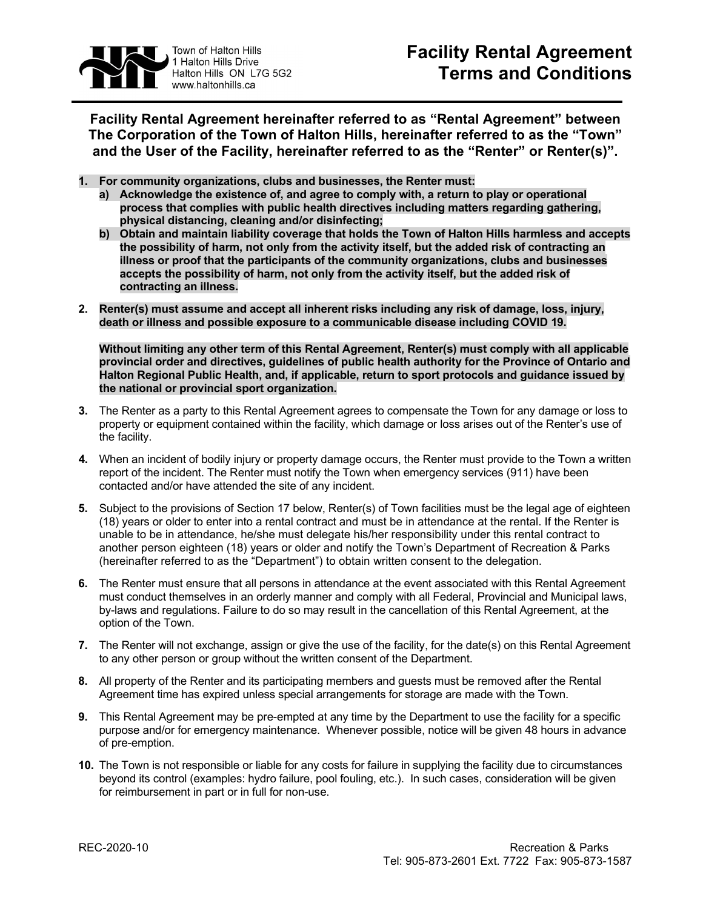Town of Halton Hills
1 Halton Hills Drive
Halton Hills ON L7G 5G2
www.haltonhills.ca

# Facility Rental Agreement Terms and Conditions

**Facility Rental Agreement hereinafter referred to as "Rental Agreement" between The Corporation of the Town of Halton Hills, hereinafter referred to as the "Town" and the User of the Facility, hereinafter referred to as the "Renter" or Renter(s)".**

1. **For community organizations, clubs and businesses, the Renter must:**
   a) **Acknowledge the existence of, and agree to comply with, a return to play or operational process that complies with public health directives including matters regarding gathering, physical distancing, cleaning and/or disinfecting;**
   b) **Obtain and maintain liability coverage that holds the Town of Halton Hills harmless and accepts the possibility of harm, not only from the activity itself, but the added risk of contracting an illness or proof that the participants of the community organizations, clubs and businesses accepts the possibility of harm, not only from the activity itself, but the added risk of contracting an illness.**

2. **Renter(s) must assume and accept all inherent risks including any risk of damage, loss, injury, death or illness and possible exposure to a communicable disease including COVID 19.**

   **Without limiting any other term of this Rental Agreement, Renter(s) must comply with all applicable provincial order and directives, guidelines of public health authority for the Province of Ontario and Halton Regional Public Health, and, if applicable, return to sport protocols and guidance issued by the national or provincial sport organization.**

3. The Renter as a party to this Rental Agreement agrees to compensate the Town for any damage or loss to property or equipment contained within the facility, which damage or loss arises out of the Renter's use of the facility.

4. When an incident of bodily injury or property damage occurs, the Renter must provide to the Town a written report of the incident. The Renter must notify the Town when emergency services (911) have been contacted and/or have attended the site of any incident.

5. Subject to the provisions of Section 17 below, Renter(s) of Town facilities must be the legal age of eighteen (18) years or older to enter into a rental contract and must be in attendance at the rental. If the Renter is unable to be in attendance, he/she must delegate his/her responsibility under this rental contract to another person eighteen (18) years or older and notify the Town's Department of Recreation & Parks (hereinafter referred to as the "Department") to obtain written consent to the delegation.

6. The Renter must ensure that all persons in attendance at the event associated with this Rental Agreement must conduct themselves in an orderly manner and comply with all Federal, Provincial and Municipal laws, by-laws and regulations. Failure to do so may result in the cancellation of this Rental Agreement, at the option of the Town.

7. The Renter will not exchange, assign or give the use of the facility, for the date(s) on this Rental Agreement to any other person or group without the written consent of the Department.

8. All property of the Renter and its participating members and guests must be removed after the Rental Agreement time has expired unless special arrangements for storage are made with the Town.

9. This Rental Agreement may be pre-empted at any time by the Department to use the facility for a specific purpose and/or for emergency maintenance. Whenever possible, notice will be given 48 hours in advance of pre-emption.

10. The Town is not responsible or liable for any costs for failure in supplying the facility due to circumstances beyond its control (examples: hydro failure, pool fouling, etc.). In such cases, consideration will be given for reimbursement in part or in full for non-use.

REC-2020-10

Recreation & Parks
Tel: 905-873-2601 Ext. 7722 Fax: 905-873-1587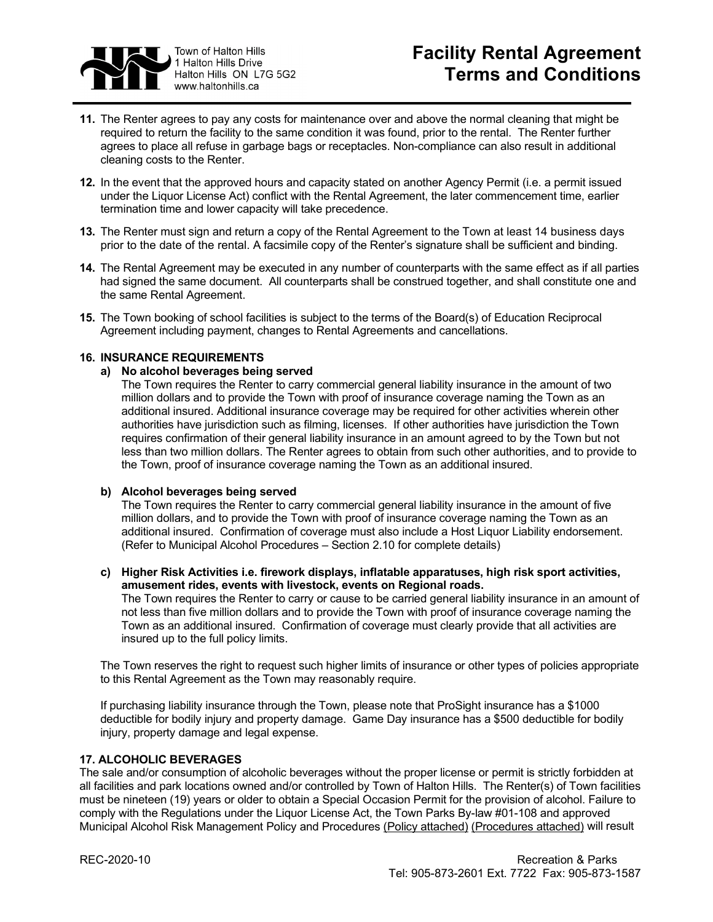11. The Renter agrees to pay any costs for maintenance over and above the normal cleaning that might be required to return the facility to the same condition it was found, prior to the rental. The Renter further agrees to place all refuse in garbage bags or receptacles. Non-compliance can also result in additional cleaning costs to the Renter.

12. In the event that the approved hours and capacity stated on another Agency Permit (i.e. a permit issued under the Liquor License Act) conflict with the Rental Agreement, the later commencement time, earlier termination time and lower capacity will take precedence.

13. The Renter must sign and return a copy of the Rental Agreement to the Town at least 14 business days prior to the date of the rental. A facsimile copy of the Renter's signature shall be sufficient and binding.

14. The Rental Agreement may be executed in any number of counterparts with the same effect as if all parties had signed the same document. All counterparts shall be construed together, and shall constitute one and the same Rental Agreement.

15. The Town booking of school facilities is subject to the terms of the Board(s) of Education Reciprocal Agreement including payment, changes to Rental Agreements and cancellations.

**16. INSURANCE REQUIREMENTS**

**a) No alcohol beverages being served**

The Town requires the Renter to carry commercial general liability insurance in the amount of two million dollars and to provide the Town with proof of insurance coverage naming the Town as an additional insured. Additional insurance coverage may be required for other activities wherein other authorities have jurisdiction such as filming, licenses. If other authorities have jurisdiction the Town requires confirmation of their general liability insurance in an amount agreed to by the Town but not less than two million dollars. The Renter agrees to obtain from such other authorities, and to provide to the Town, proof of insurance coverage naming the Town as an additional insured.

**b) Alcohol beverages being served**

The Town requires the Renter to carry commercial general liability insurance in the amount of five million dollars, and to provide the Town with proof of insurance coverage naming the Town as an additional insured. Confirmation of coverage must also include a Host Liquor Liability endorsement. (Refer to Municipal Alcohol Procedures – Section 2.10 for complete details)

**c) Higher Risk Activities i.e. firework displays, inflatable apparatuses, high risk sport activities, amusement rides, events with livestock, events on Regional roads.**

The Town requires the Renter to carry or cause to be carried general liability insurance in an amount of not less than five million dollars and to provide the Town with proof of insurance coverage naming the Town as an additional insured. Confirmation of coverage must clearly provide that all activities are insured up to the full policy limits.

The Town reserves the right to request such higher limits of insurance or other types of policies appropriate to this Rental Agreement as the Town may reasonably require.

If purchasing liability insurance through the Town, please note that ProSight insurance has a $1000 deductible for bodily injury and property damage. Game Day insurance has a $500 deductible for bodily injury, property damage and legal expense.

**17. ALCOHOLIC BEVERAGES**

The sale and/or consumption of alcoholic beverages without the proper license or permit is strictly forbidden at all facilities and park locations owned and/or controlled by Town of Halton Hills. The Renter(s) of Town facilities must be nineteen (19) years or older to obtain a Special Occasion Permit for the provision of alcohol. Failure to comply with the Regulations under the Liquor License Act, the Town Parks By-law #01-108 and approved Municipal Alcohol Risk Management Policy and Procedures (Policy attached) (Procedures attached) will result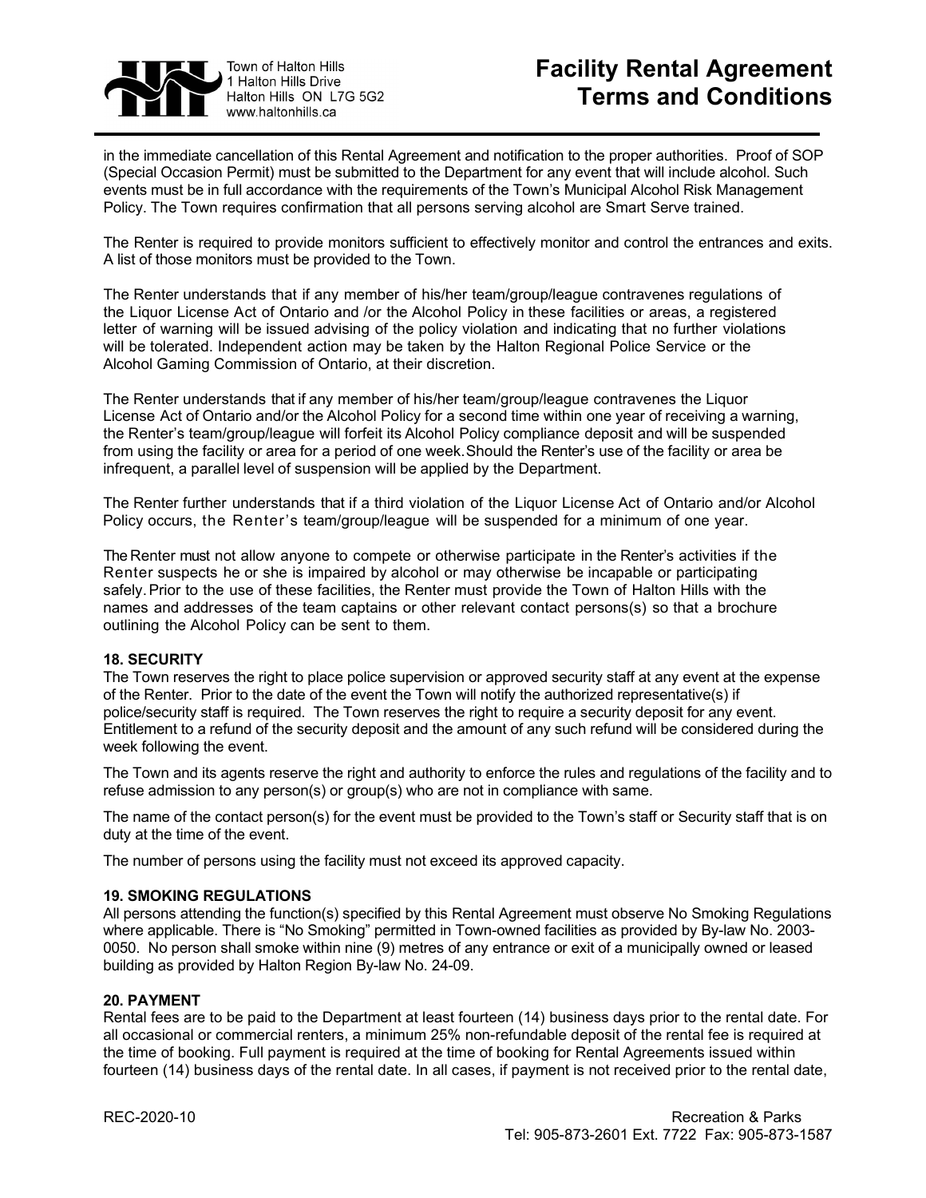in the immediate cancellation of this Rental Agreement and notification to the proper authorities. Proof of SOP (Special Occasion Permit) must be submitted to the Department for any event that will include alcohol. Such events must be in full accordance with the requirements of the Town's Municipal Alcohol Risk Management Policy. The Town requires confirmation that all persons serving alcohol are Smart Serve trained.

The Renter is required to provide monitors sufficient to effectively monitor and control the entrances and exits. A list of those monitors must be provided to the Town.

The Renter understands that if any member of his/her team/group/league contravenes regulations of the Liquor License Act of Ontario and /or the Alcohol Policy in these facilities or areas, a registered letter of warning will be issued advising of the policy violation and indicating that no further violations will be tolerated. Independent action may be taken by the Halton Regional Police Service or the Alcohol Gaming Commission of Ontario, at their discretion.

The Renter understands that if any member of his/her team/group/league contravenes the Liquor License Act of Ontario and/or the Alcohol Policy for a second time within one year of receiving a warning, the Renter's team/group/league will forfeit its Alcohol Policy compliance deposit and will be suspended from using the facility or area for a period of one week. Should the Renter's use of the facility or area be infrequent, a parallel level of suspension will be applied by the Department.

The Renter further understands that if a third violation of the Liquor License Act of Ontario and/or Alcohol Policy occurs, the Renter's team/group/league will be suspended for a minimum of one year.

The Renter must not allow anyone to compete or otherwise participate in the Renter's activities if the Renter suspects he or she is impaired by alcohol or may otherwise be incapable or participating safely. Prior to the use of these facilities, the Renter must provide the Town of Halton Hills with the names and addresses of the team captains or other relevant contact persons(s) so that a brochure outlining the Alcohol Policy can be sent to them.

**18. SECURITY**

The Town reserves the right to place police supervision or approved security staff at any event at the expense of the Renter. Prior to the date of the event the Town will notify the authorized representative(s) if police/security staff is required. The Town reserves the right to require a security deposit for any event. Entitlement to a refund of the security deposit and the amount of any such refund will be considered during the week following the event.

The Town and its agents reserve the right and authority to enforce the rules and regulations of the facility and to refuse admission to any person(s) or group(s) who are not in compliance with same.

The name of the contact person(s) for the event must be provided to the Town's staff or Security staff that is on duty at the time of the event.

The number of persons using the facility must not exceed its approved capacity.

**19. SMOKING REGULATIONS**

All persons attending the function(s) specified by this Rental Agreement must observe No Smoking Regulations where applicable. There is "No Smoking" permitted in Town-owned facilities as provided by By-law No. 2003-0050. No person shall smoke within nine (9) metres of any entrance or exit of a municipally owned or leased building as provided by Halton Region By-law No. 24-09.

**20. PAYMENT**

Rental fees are to be paid to the Department at least fourteen (14) business days prior to the rental date. For all occasional or commercial renters, a minimum 25% non-refundable deposit of the rental fee is required at the time of booking. Full payment is required at the time of booking for Rental Agreements issued within fourteen (14) business days of the rental date. In all cases, if payment is not received prior to the rental date,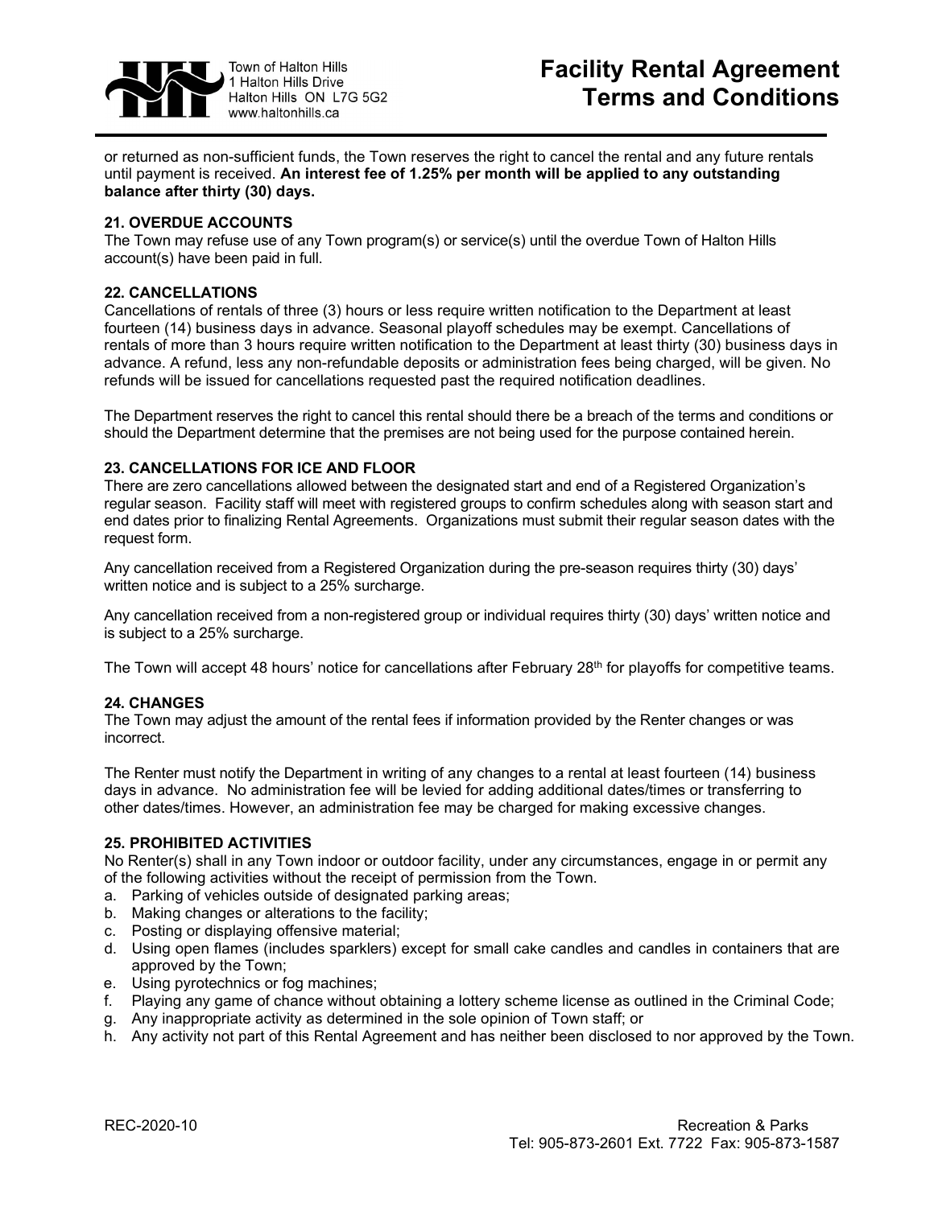or returned as non-sufficient funds, the Town reserves the right to cancel the rental and any future rentals until payment is received. **An interest fee of 1.25% per month will be applied to any outstanding balance after thirty (30) days.**

### 21. OVERDUE ACCOUNTS

The Town may refuse use of any Town program(s) or service(s) until the overdue Town of Halton Hills account(s) have been paid in full.

### 22. CANCELLATIONS

Cancellations of rentals of three (3) hours or less require written notification to the Department at least fourteen (14) business days in advance. Seasonal playoff schedules may be exempt. Cancellations of rentals of more than 3 hours require written notification to the Department at least thirty (30) business days in advance. A refund, less any non-refundable deposits or administration fees being charged, will be given. No refunds will be issued for cancellations requested past the required notification deadlines.

The Department reserves the right to cancel this rental should there be a breach of the terms and conditions or should the Department determine that the premises are not being used for the purpose contained herein.

### 23. CANCELLATIONS FOR ICE AND FLOOR

There are zero cancellations allowed between the designated start and end of a Registered Organization's regular season. Facility staff will meet with registered groups to confirm schedules along with season start and end dates prior to finalizing Rental Agreements. Organizations must submit their regular season dates with the request form.

Any cancellation received from a Registered Organization during the pre-season requires thirty (30) days' written notice and is subject to a 25% surcharge.

Any cancellation received from a non-registered group or individual requires thirty (30) days' written notice and is subject to a 25% surcharge.

The Town will accept 48 hours' notice for cancellations after February 28th for playoffs for competitive teams.

### 24. CHANGES

The Town may adjust the amount of the rental fees if information provided by the Renter changes or was incorrect.

The Renter must notify the Department in writing of any changes to a rental at least fourteen (14) business days in advance. No administration fee will be levied for adding additional dates/times or transferring to other dates/times. However, an administration fee may be charged for making excessive changes.

### 25. PROHIBITED ACTIVITIES

No Renter(s) shall in any Town indoor or outdoor facility, under any circumstances, engage in or permit any of the following activities without the receipt of permission from the Town.

a. Parking of vehicles outside of designated parking areas;
b. Making changes or alterations to the facility;
c. Posting or displaying offensive material;
d. Using open flames (includes sparklers) except for small cake candles and candles in containers that are approved by the Town;
e. Using pyrotechnics or fog machines;
f. Playing any game of chance without obtaining a lottery scheme license as outlined in the Criminal Code;
g. Any inappropriate activity as determined in the sole opinion of Town staff; or
h. Any activity not part of this Rental Agreement and has neither been disclosed to nor approved by the Town.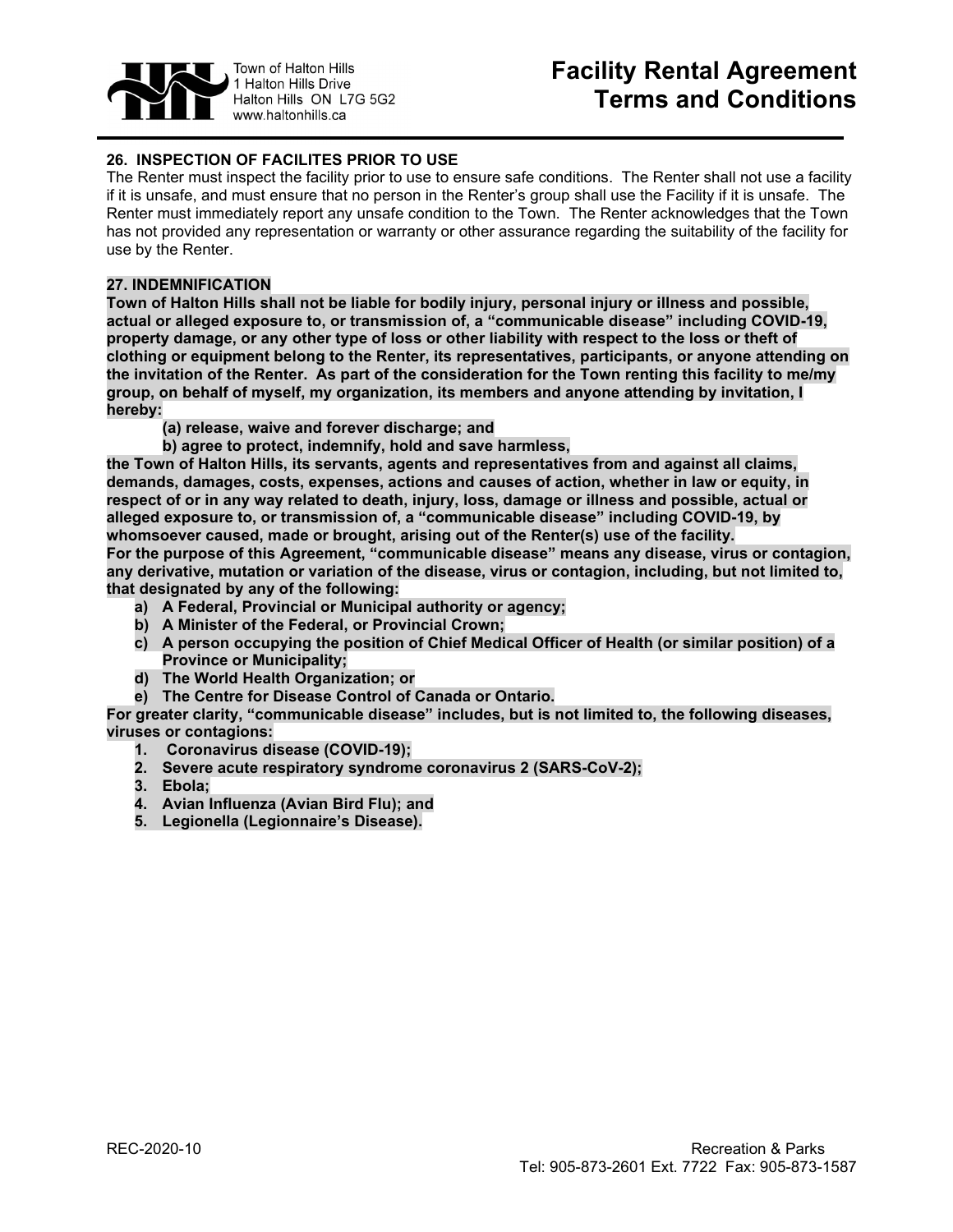## 26. INSPECTION OF FACILITES PRIOR TO USE

The Renter must inspect the facility prior to use to ensure safe conditions. The Renter shall not use a facility if it is unsafe, and must ensure that no person in the Renter's group shall use the Facility if it is unsafe. The Renter must immediately report any unsafe condition to the Town. The Renter acknowledges that the Town has not provided any representation or warranty or other assurance regarding the suitability of the facility for use by the Renter.

## 27. INDEMNIFICATION

**Town of Halton Hills shall not be liable for bodily injury, personal injury or illness and possible, actual or alleged exposure to, or transmission of, a "communicable disease" including COVID-19, property damage, or any other type of loss or other liability with respect to the loss or theft of clothing or equipment belong to the Renter, its representatives, participants, or anyone attending on the invitation of the Renter. As part of the consideration for the Town renting this facility to me/my group, on behalf of myself, my organization, its members and anyone attending by invitation, I hereby:**

**(a) release, waive and forever discharge; and**

**b) agree to protect, indemnify, hold and save harmless,**

**the Town of Halton Hills, its servants, agents and representatives from and against all claims, demands, damages, costs, expenses, actions and causes of action, whether in law or equity, in respect of or in any way related to death, injury, loss, damage or illness and possible, actual or alleged exposure to, or transmission of, a "communicable disease" including COVID-19, by whomsoever caused, made or brought, arising out of the Renter(s) use of the facility.**

**For the purpose of this Agreement, "communicable disease" means any disease, virus or contagion, any derivative, mutation or variation of the disease, virus or contagion, including, but not limited to, that designated by any of the following:**

- **a) A Federal, Provincial or Municipal authority or agency;**
- **b) A Minister of the Federal, or Provincial Crown;**
- **c) A person occupying the position of Chief Medical Officer of Health (or similar position) of a Province or Municipality;**
- **d) The World Health Organization; or**
- **e) The Centre for Disease Control of Canada or Ontario.**

**For greater clarity, "communicable disease" includes, but is not limited to, the following diseases, viruses or contagions:**

1. **Coronavirus disease (COVID-19);**
2. **Severe acute respiratory syndrome coronavirus 2 (SARS-CoV-2);**
3. **Ebola;**
4. **Avian Influenza (Avian Bird Flu); and**
5. **Legionella (Legionnaire's Disease).**